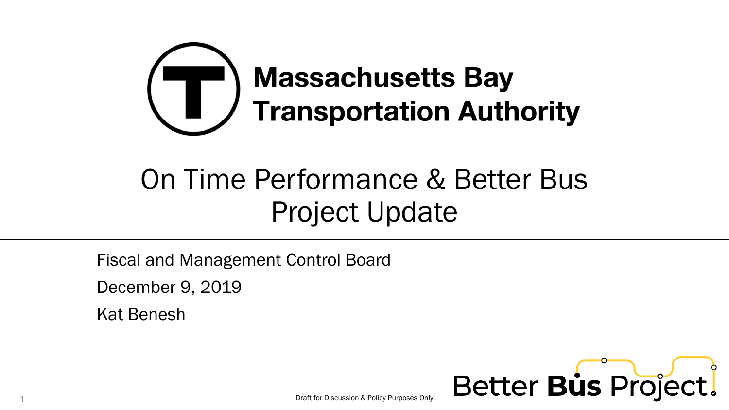# Massachusetts Bay Transportation Authority

## On Time Performance & Better Bus Project Update

Fiscal and Management Control Board

December 9, 2019

Kat Benesh

Draft for Discussion & Policy Purposes Only

Better Bus Project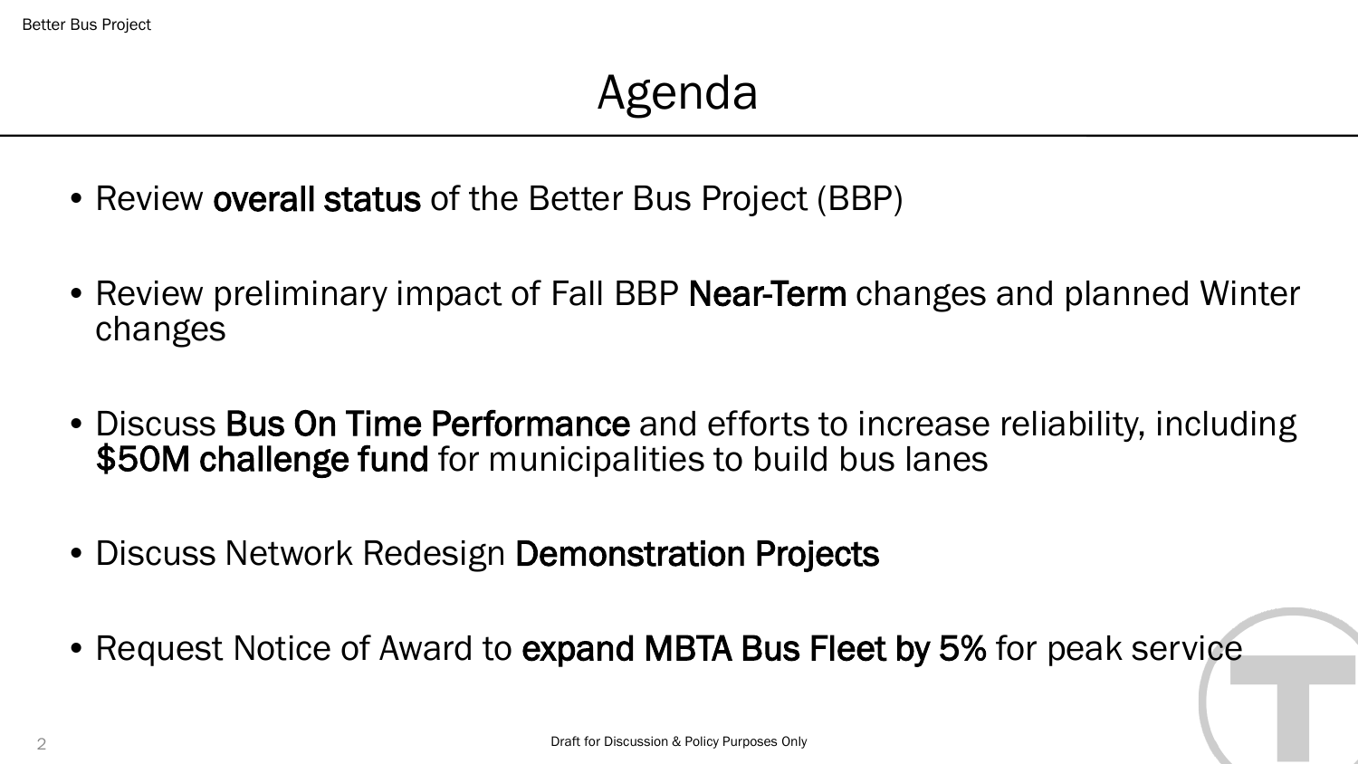# Agenda

- Review **overall status** of the Better Bus Project (BBP)
- Review preliminary impact of Fall BBP **Near-Term** changes and planned Winter changes
- Discuss **Bus On Time Performance** and efforts to increase reliability, including **$50M challenge fund** for municipalities to build bus lanes
- Discuss Network Redesign **Demonstration Projects**
- Request Notice of Award to **expand MBTA Bus Fleet by 5%** for peak service

Draft for Discussion & Policy Purposes Only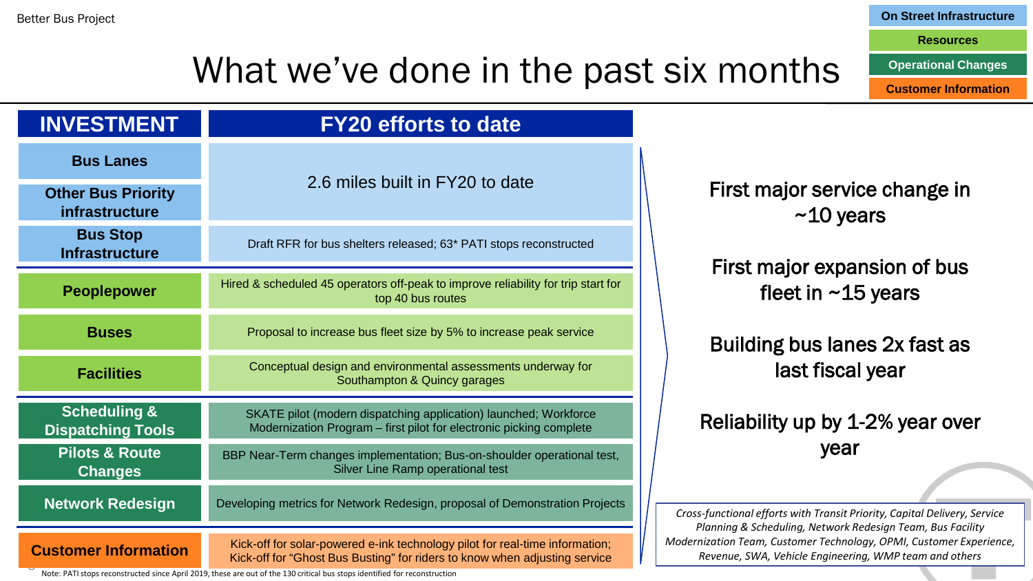# What we've done in the past six months

**Legend:** On Street Infrastructure | Resources | Operational Changes | Customer Information

| INVESTMENT | FY20 efforts to date |
| --- | --- |
| Bus Lanes | 2.6 miles built in FY20 to date |
| Other Bus Priority infrastructure | |
| Bus Stop Infrastructure | Draft RFR for bus shelters released; 63* PATI stops reconstructed |
| Peoplepower | Hired & scheduled 45 operators off-peak to improve reliability for trip start for top 40 bus routes |
| Buses | Proposal to increase bus fleet size by 5% to increase peak service |
| Facilities | Conceptual design and environmental assessments underway for Southampton & Quincy garages |
| Scheduling & Dispatching Tools | SKATE pilot (modern dispatching application) launched; Workforce Modernization Program – first pilot for electronic picking complete |
| Pilots & Route Changes | BBP Near-Term changes implementation; Bus-on-shoulder operational test, Silver Line Ramp operational test |
| Network Redesign | Developing metrics for Network Redesign, proposal of Demonstration Projects |
| Customer Information | Kick-off for solar-powered e-ink technology pilot for real-time information; Kick-off for "Ghost Bus Busting" for riders to know when adjusting service |

First major service change in ~10 years

First major expansion of bus fleet in ~15 years

Building bus lanes 2x fast as last fiscal year

Reliability up by 1-2% year over year

*Cross-functional efforts with Transit Priority, Capital Delivery, Service Planning & Scheduling, Network Redesign Team, Bus Facility Modernization Team, Customer Technology, OPMI, Customer Experience, Revenue, SWA, Vehicle Engineering, WMP team and others*

Note: PATI stops reconstructed since April 2019, these are out of the 130 critical bus stops identified for reconstruction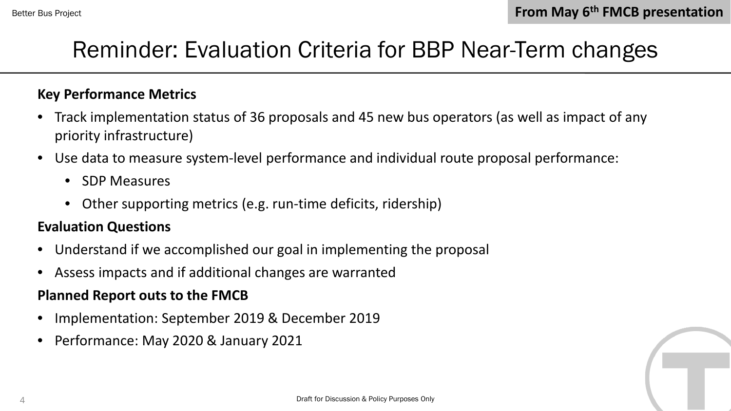From May 6th FMCB presentation

# Reminder: Evaluation Criteria for BBP Near-Term changes

**Key Performance Metrics**

- Track implementation status of 36 proposals and 45 new bus operators (as well as impact of any priority infrastructure)
- Use data to measure system-level performance and individual route proposal performance:
  - SDP Measures
  - Other supporting metrics (e.g. run-time deficits, ridership)

**Evaluation Questions**

- Understand if we accomplished our goal in implementing the proposal
- Assess impacts and if additional changes are warranted

**Planned Report outs to the FMCB**

- Implementation: September 2019 & December 2019
- Performance: May 2020 & January 2021

Draft for Discussion & Policy Purposes Only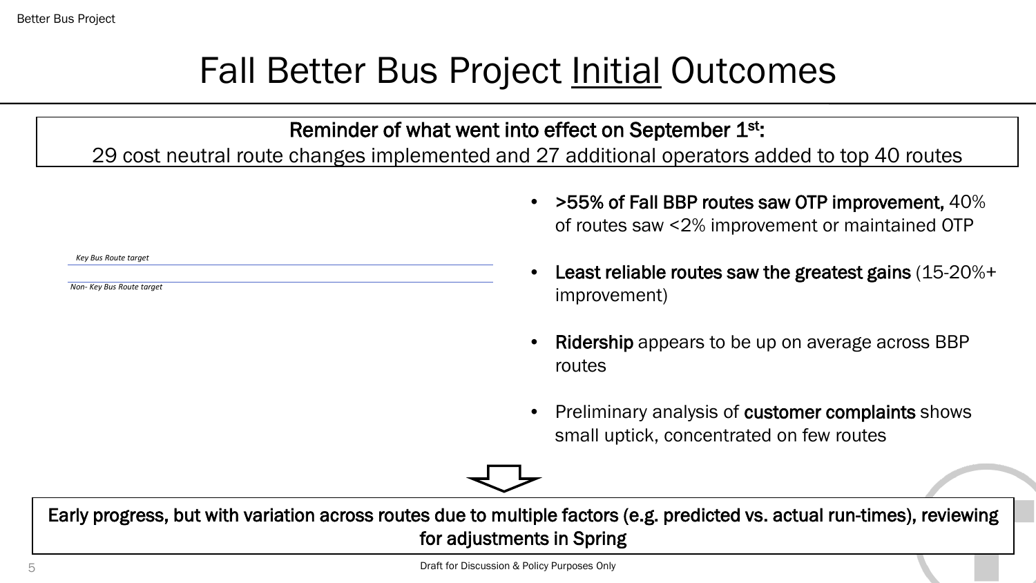# Fall Better Bus Project <u>Initial</u> Outcomes

**Reminder of what went into effect on September 1st:**
29 cost neutral route changes implemented and 27 additional operators added to top 40 routes

*Key Bus Route target*

*Non- Key Bus Route target*

- **>55% of Fall BBP routes saw OTP improvement,** 40% of routes saw <2% improvement or maintained OTP
- **Least reliable routes saw the greatest gains** (15-20%+ improvement)
- **Ridership** appears to be up on average across BBP routes
- Preliminary analysis of **customer complaints** shows small uptick, concentrated on few routes

**Early progress, but with variation across routes due to multiple factors (e.g. predicted vs. actual run-times), reviewing for adjustments in Spring**

Draft for Discussion & Policy Purposes Only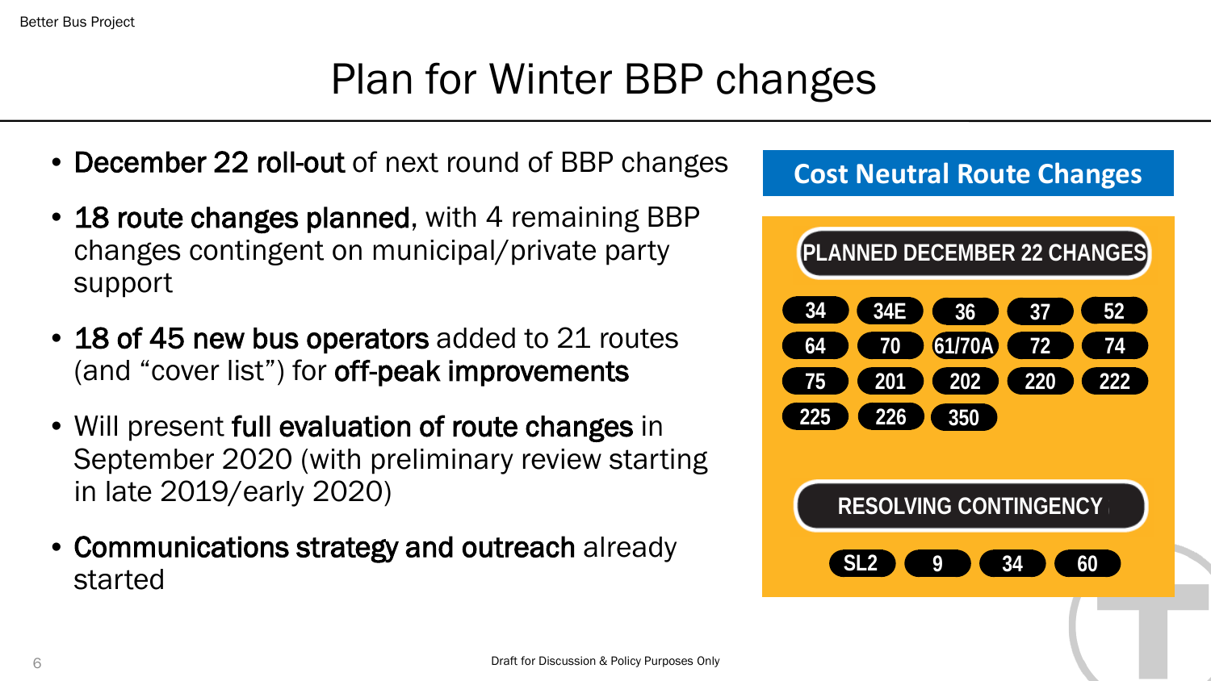# Plan for Winter BBP changes

- **December 22 roll-out** of next round of BBP changes
- **18 route changes planned**, with 4 remaining BBP changes contingent on municipal/private party support
- **18 of 45 new bus operators** added to 21 routes (and "cover list") for **off-peak improvements**
- Will present **full evaluation of route changes** in September 2020 (with preliminary review starting in late 2019/early 2020)
- **Communications strategy and outreach** already started

## Cost Neutral Route Changes

**PLANNED DECEMBER 22 CHANGES**

34, 34E, 36, 37, 52, 64, 70, 61/70A, 72, 74, 75, 201, 202, 220, 222, 225, 226, 350

**RESOLVING CONTINGENCY**

SL2, 9, 34, 60

Draft for Discussion & Policy Purposes Only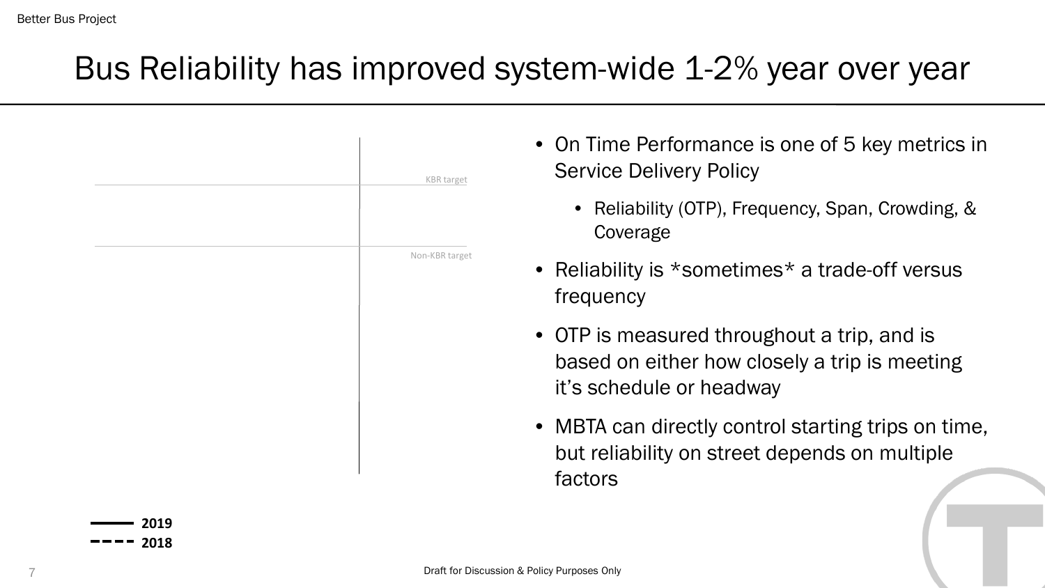# Bus Reliability has improved system-wide 1-2% year over year

KBR target

Non-KBR target

2019

2018

- On Time Performance is one of 5 key metrics in Service Delivery Policy
  - Reliability (OTP), Frequency, Span, Crowding, & Coverage
- Reliability is *sometimes* a trade-off versus frequency
- OTP is measured throughout a trip, and is based on either how closely a trip is meeting it's schedule or headway
- MBTA can directly control starting trips on time, but reliability on street depends on multiple factors

Draft for Discussion & Policy Purposes Only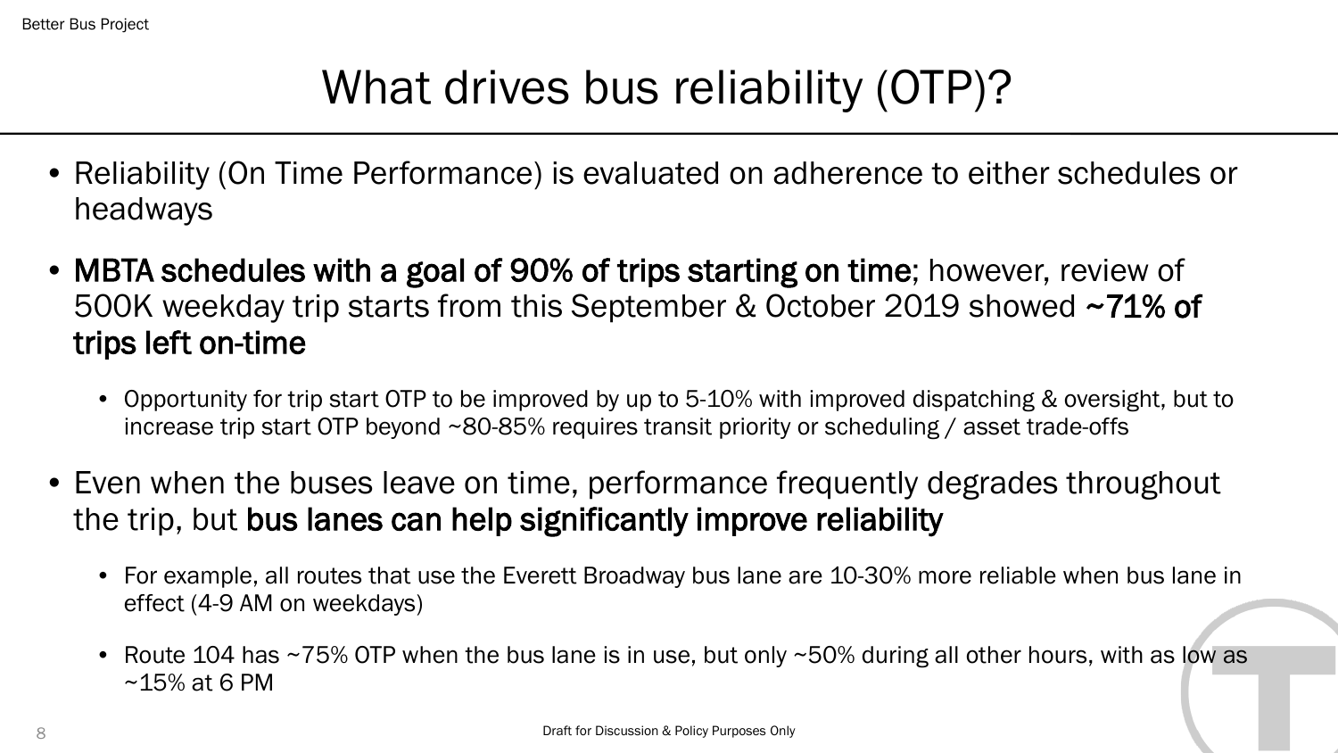# What drives bus reliability (OTP)?

- Reliability (On Time Performance) is evaluated on adherence to either schedules or headways
- **MBTA schedules with a goal of 90% of trips starting on time**; however, review of 500K weekday trip starts from this September & October 2019 showed **~71% of trips left on-time**
  - Opportunity for trip start OTP to be improved by up to 5-10% with improved dispatching & oversight, but to increase trip start OTP beyond ~80-85% requires transit priority or scheduling / asset trade-offs
- Even when the buses leave on time, performance frequently degrades throughout the trip, but **bus lanes can help significantly improve reliability**
  - For example, all routes that use the Everett Broadway bus lane are 10-30% more reliable when bus lane in effect (4-9 AM on weekdays)
  - Route 104 has ~75% OTP when the bus lane is in use, but only ~50% during all other hours, with as low as ~15% at 6 PM

Draft for Discussion & Policy Purposes Only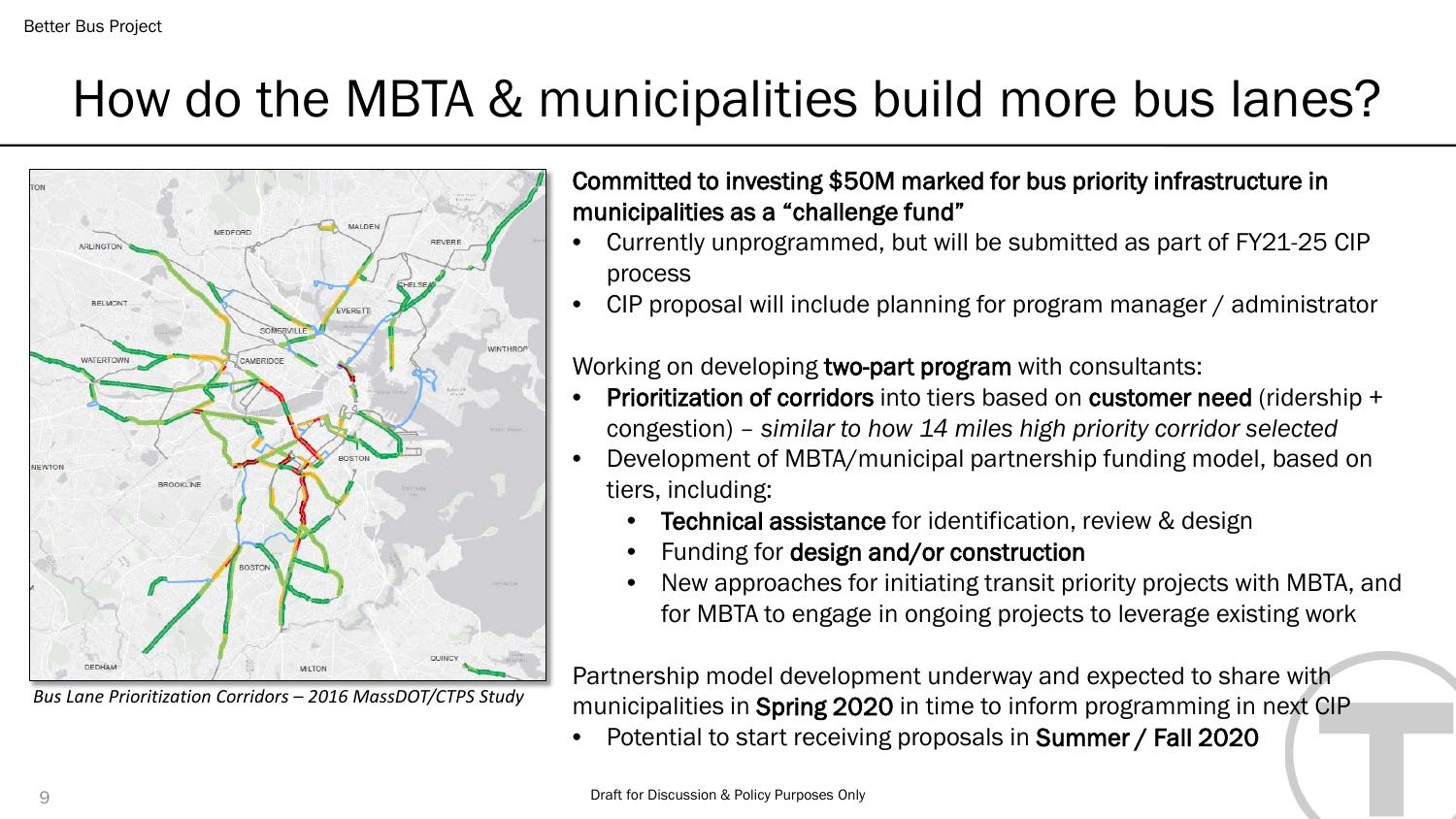# How do the MBTA & municipalities build more bus lanes?

*Bus Lane Prioritization Corridors – 2016 MassDOT/CTPS Study*

**Committed to investing $50M marked for bus priority infrastructure in municipalities as a "challenge fund"**

- Currently unprogrammed, but will be submitted as part of FY21-25 CIP process
- CIP proposal will include planning for program manager / administrator

Working on developing **two-part program** with consultants:

- **Prioritization of corridors** into tiers based on **customer need** (ridership + congestion) – *similar to how 14 miles high priority corridor selected*
- Development of MBTA/municipal partnership funding model, based on tiers, including:
  - **Technical assistance** for identification, review & design
  - Funding for **design and/or construction**
  - New approaches for initiating transit priority projects with MBTA, and for MBTA to engage in ongoing projects to leverage existing work

Partnership model development underway and expected to share with municipalities in **Spring 2020** in time to inform programming in next CIP

- Potential to start receiving proposals in **Summer / Fall 2020**

Draft for Discussion & Policy Purposes Only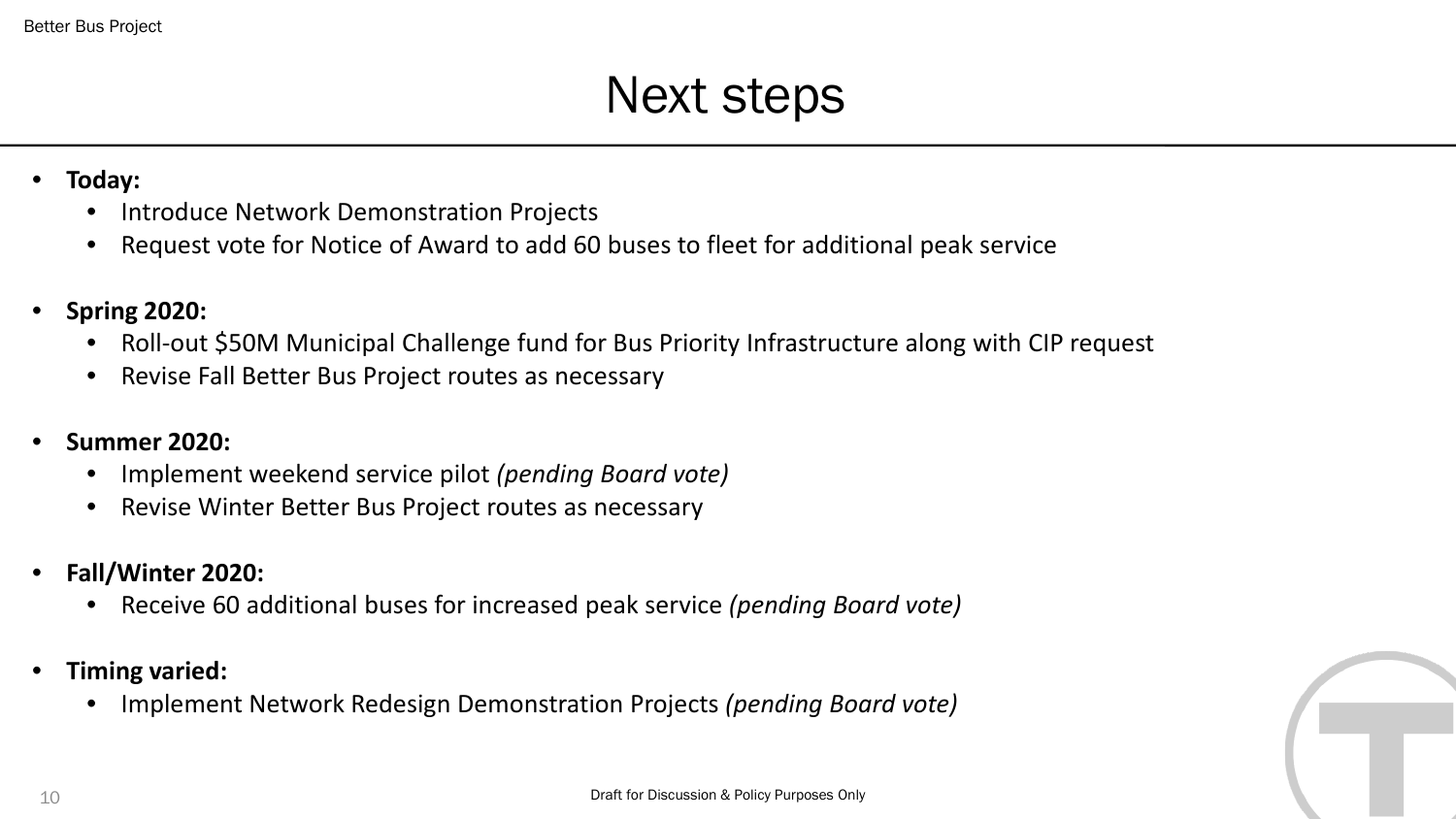# Next steps

- **Today:**
  - Introduce Network Demonstration Projects
  - Request vote for Notice of Award to add 60 buses to fleet for additional peak service

- **Spring 2020:**
  - Roll-out $50M Municipal Challenge fund for Bus Priority Infrastructure along with CIP request
  - Revise Fall Better Bus Project routes as necessary

- **Summer 2020:**
  - Implement weekend service pilot *(pending Board vote)*
  - Revise Winter Better Bus Project routes as necessary

- **Fall/Winter 2020:**
  - Receive 60 additional buses for increased peak service *(pending Board vote)*

- **Timing varied:**
  - Implement Network Redesign Demonstration Projects *(pending Board vote)*

Draft for Discussion & Policy Purposes Only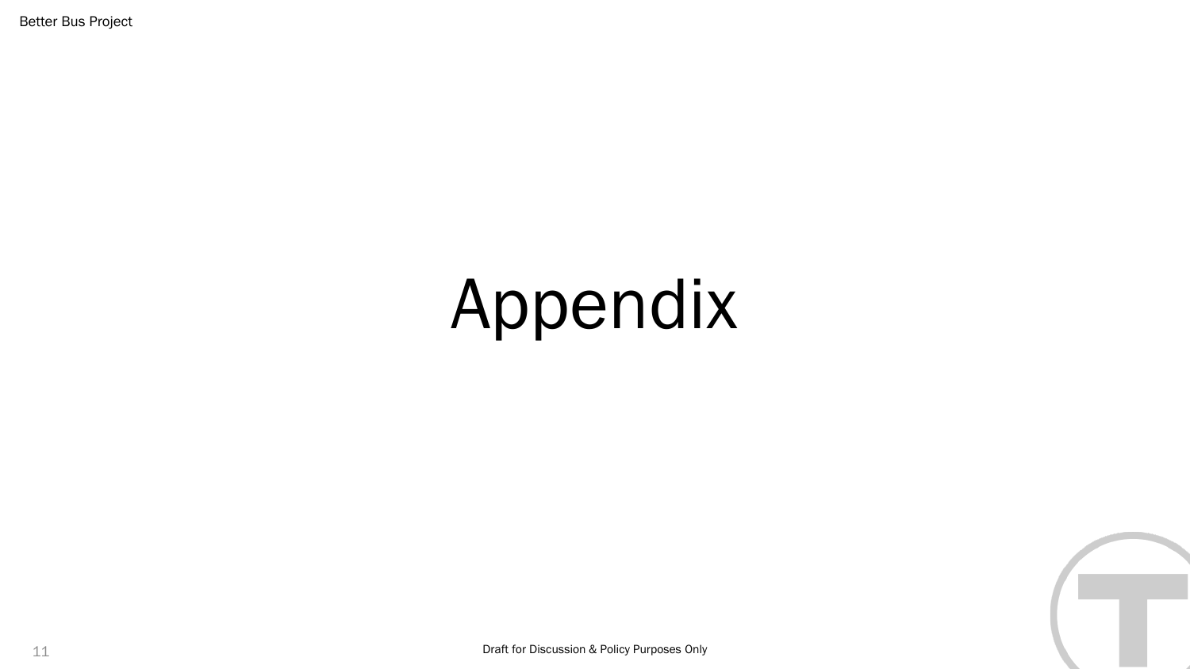# Appendix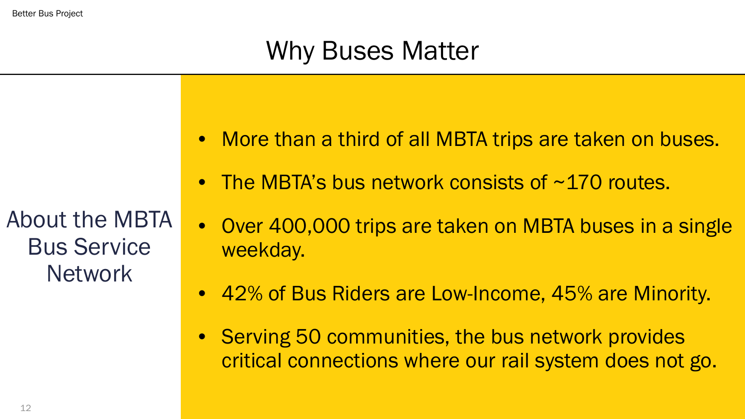# Why Buses Matter

## About the MBTA Bus Service Network

- More than a third of all MBTA trips are taken on buses.
- The MBTA's bus network consists of ~170 routes.
- Over 400,000 trips are taken on MBTA buses in a single weekday.
- 42% of Bus Riders are Low-Income, 45% are Minority.
- Serving 50 communities, the bus network provides critical connections where our rail system does not go.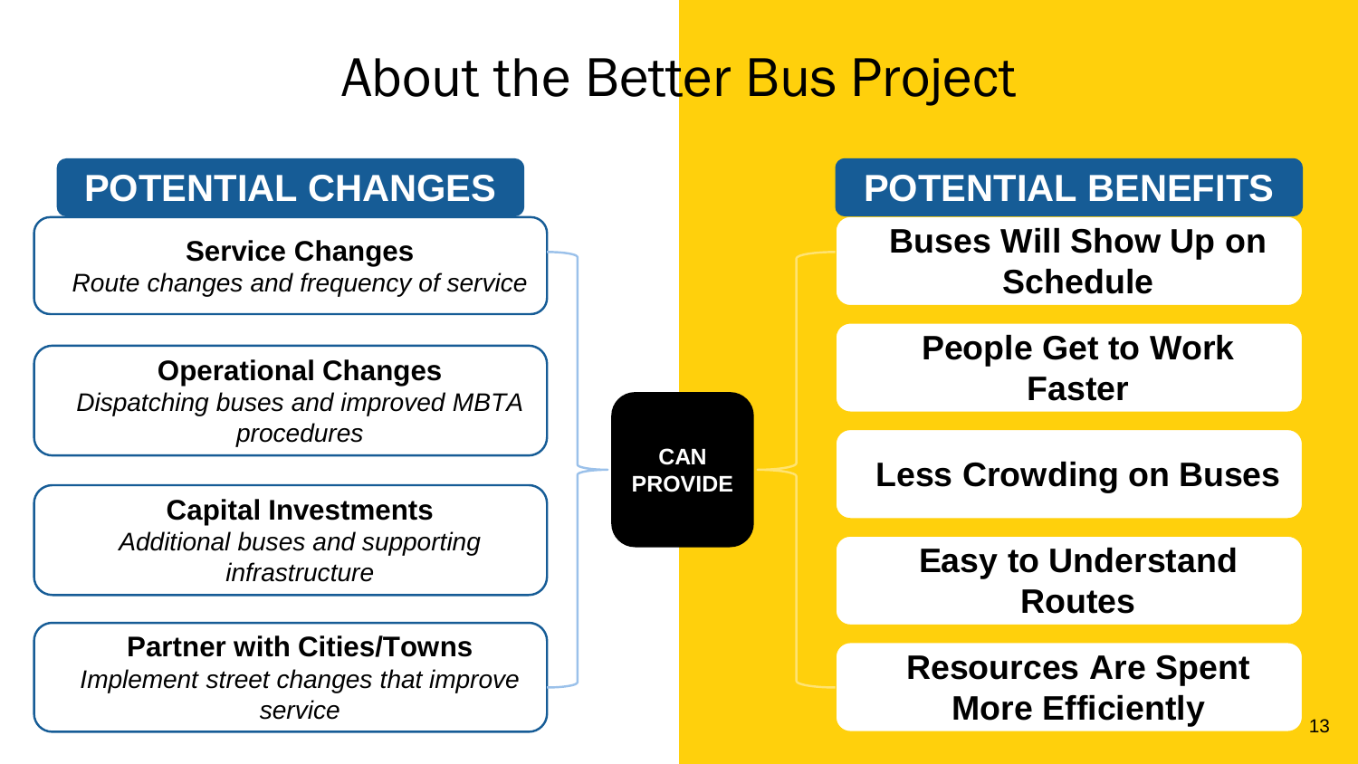# About the Better Bus Project

## POTENTIAL CHANGES

**Service Changes**
*Route changes and frequency of service*

**Operational Changes**
*Dispatching buses and improved MBTA procedures*

**Capital Investments**
*Additional buses and supporting infrastructure*

**Partner with Cities/Towns**
*Implement street changes that improve service*

**CAN PROVIDE**

## POTENTIAL BENEFITS

**Buses Will Show Up on Schedule**

**People Get to Work Faster**

**Less Crowding on Buses**

**Easy to Understand Routes**

**Resources Are Spent More Efficiently**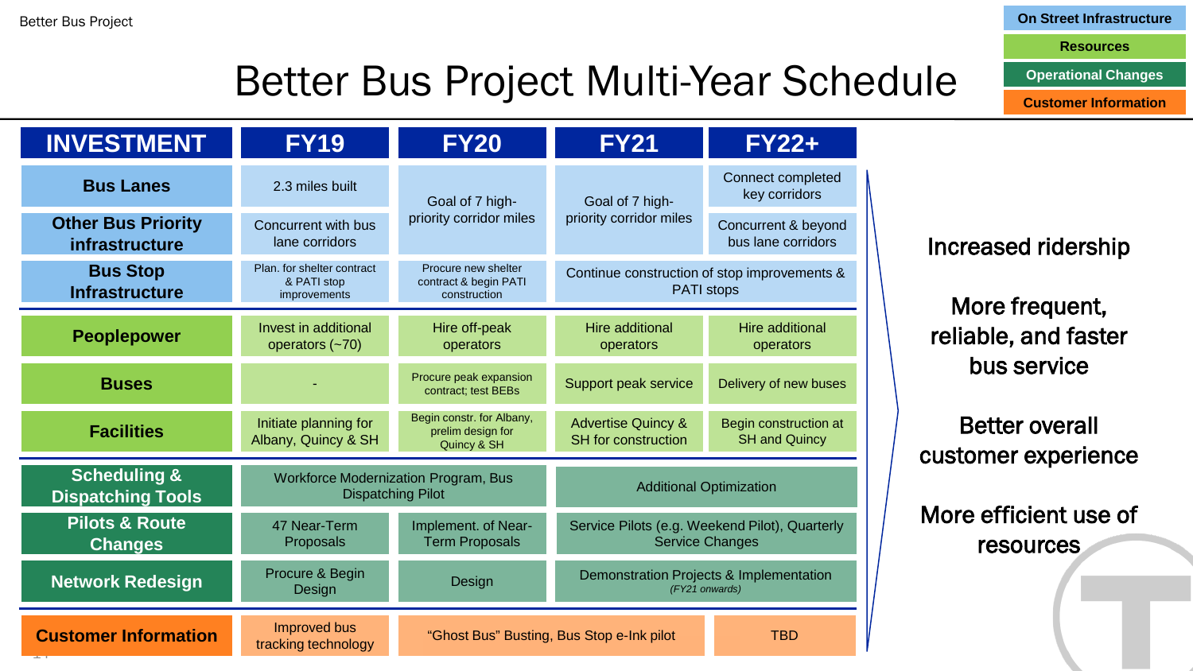# Better Bus Project Multi-Year Schedule

On Street Infrastructure | Resources | Operational Changes | Customer Information

| INVESTMENT | FY19 | FY20 | FY21 | FY22+ |
|---|---|---|---|---|
| Bus Lanes | 2.3 miles built | Goal of 7 high-priority corridor miles | Goal of 7 high-priority corridor miles | Connect completed key corridors |
| Other Bus Priority infrastructure | Concurrent with bus lane corridors | | | Concurrent & beyond bus lane corridors |
| Bus Stop Infrastructure | Plan. for shelter contract & PATI stop improvements | Procure new shelter contract & begin PATI construction | Continue construction of stop improvements & PATI stops | |
| Peoplepower | Invest in additional operators (~70) | Hire off-peak operators | Hire additional operators | Hire additional operators |
| Buses | - | Procure peak expansion contract; test BEBs | Support peak service | Delivery of new buses |
| Facilities | Initiate planning for Albany, Quincy & SH | Begin constr. for Albany, prelim design for Quincy & SH | Advertise Quincy & SH for construction | Begin construction at SH and Quincy |
| Scheduling & Dispatching Tools | Workforce Modernization Program, Bus Dispatching Pilot | | Additional Optimization | |
| Pilots & Route Changes | 47 Near-Term Proposals | Implement. of Near-Term Proposals | Service Pilots (e.g. Weekend Pilot), Quarterly Service Changes | |
| Network Redesign | Procure & Begin Design | Design | Demonstration Projects & Implementation *(FY21 onwards)* | |
| Customer Information | Improved bus tracking technology | "Ghost Bus" Busting, Bus Stop e-Ink pilot | | TBD |

Increased ridership

More frequent, reliable, and faster bus service

Better overall customer experience

More efficient use of resources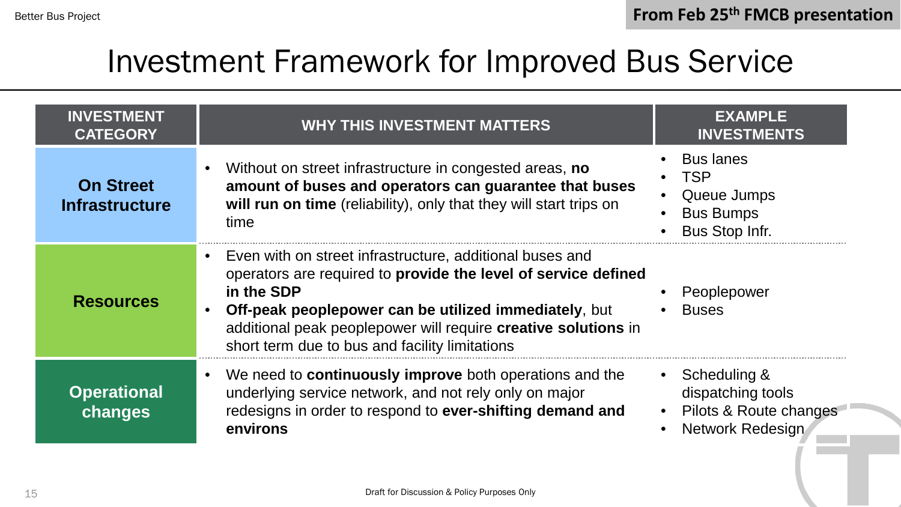From Feb 25th FMCB presentation

# Investment Framework for Improved Bus Service

| INVESTMENT CATEGORY | WHY THIS INVESTMENT MATTERS | EXAMPLE INVESTMENTS |
|---|---|---|
| **On Street Infrastructure** | • Without on street infrastructure in congested areas, **no amount of buses and operators can guarantee that buses will run on time** (reliability), only that they will start trips on time | • Bus lanes<br>• TSP<br>• Queue Jumps<br>• Bus Bumps<br>• Bus Stop Infr. |
| **Resources** | • Even with on street infrastructure, additional buses and operators are required to **provide the level of service defined in the SDP**<br>• **Off-peak peoplepower can be utilized immediately**, but additional peak peoplepower will require **creative solutions** in short term due to bus and facility limitations | • Peoplepower<br>• Buses |
| **Operational changes** | • We need to **continuously improve** both operations and the underlying service network, and not rely only on major redesigns in order to respond to **ever-shifting demand and environs** | • Scheduling & dispatching tools<br>• Pilots & Route changes<br>• Network Redesign |

Draft for Discussion & Policy Purposes Only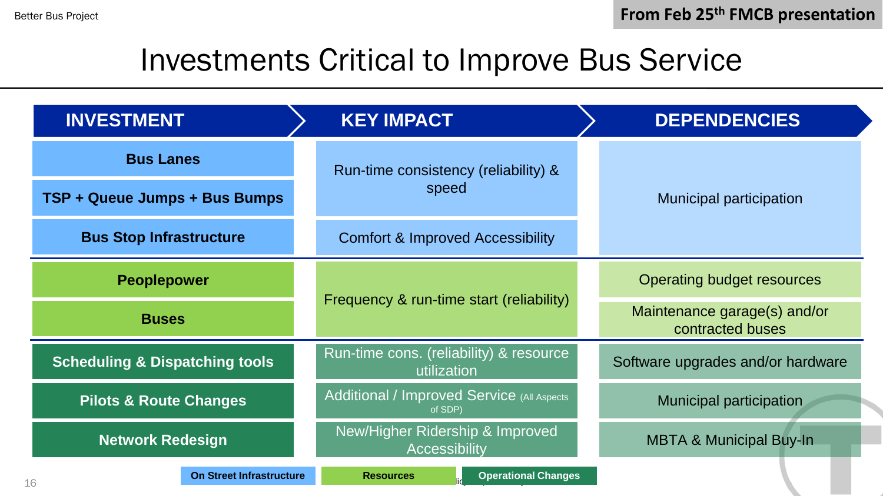From Feb 25th FMCB presentation

# Investments Critical to Improve Bus Service

| INVESTMENT | KEY IMPACT | DEPENDENCIES |
| --- | --- | --- |
| **Bus Lanes** | Run-time consistency (reliability) & speed | Municipal participation |
| **TSP + Queue Jumps + Bus Bumps** | | |
| **Bus Stop Infrastructure** | Comfort & Improved Accessibility | |
| **Peoplepower** | Frequency & run-time start (reliability) | Operating budget resources |
| **Buses** | | Maintenance garage(s) and/or contracted buses |
| **Scheduling & Dispatching tools** | Run-time cons. (reliability) & resource utilization | Software upgrades and/or hardware |
| **Pilots & Route Changes** | Additional / Improved Service (All Aspects of SDP) | Municipal participation |
| **Network Redesign** | New/Higher Ridership & Improved Accessibility | MBTA & Municipal Buy-In |

**On Street Infrastructure** | **Resources** | **Operational Changes**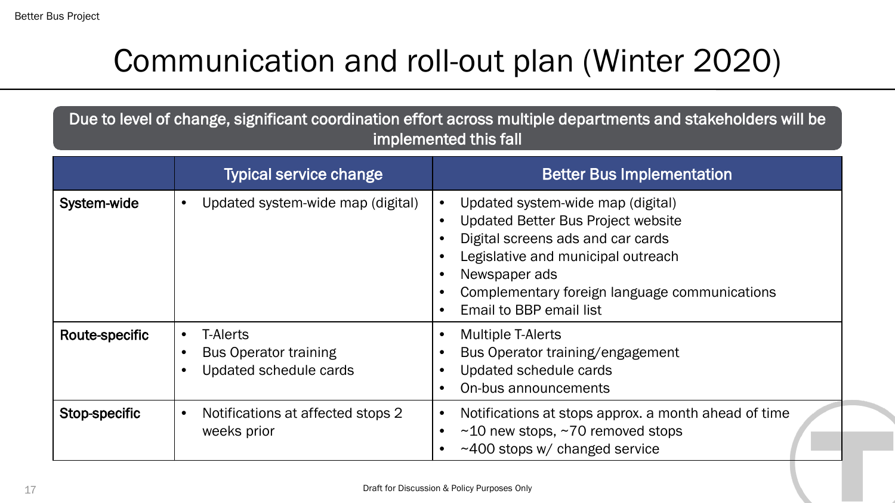# Communication and roll-out plan (Winter 2020)

**Due to level of change, significant coordination effort across multiple departments and stakeholders will be implemented this fall**

| | Typical service change | Better Bus Implementation |
|---|---|---|
| **System-wide** | • Updated system-wide map (digital) | • Updated system-wide map (digital)<br>• Updated Better Bus Project website<br>• Digital screens ads and car cards<br>• Legislative and municipal outreach<br>• Newspaper ads<br>• Complementary foreign language communications<br>• Email to BBP email list |
| **Route-specific** | • T-Alerts<br>• Bus Operator training<br>• Updated schedule cards | • Multiple T-Alerts<br>• Bus Operator training/engagement<br>• Updated schedule cards<br>• On-bus announcements |
| **Stop-specific** | • Notifications at affected stops 2 weeks prior | • Notifications at stops approx. a month ahead of time<br>• ~10 new stops, ~70 removed stops<br>• ~400 stops w/ changed service |

Draft for Discussion & Policy Purposes Only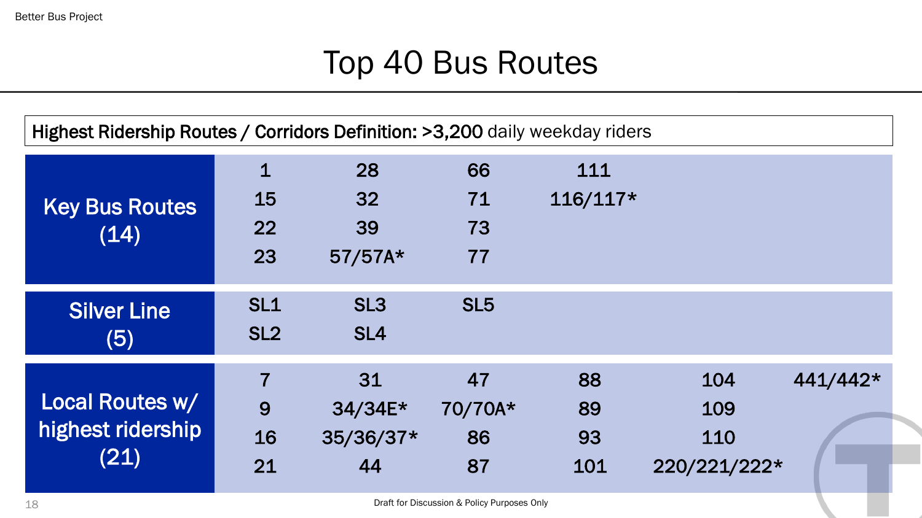# Top 40 Bus Routes

**Highest Ridership Routes / Corridors Definition: >3,200** daily weekday riders

| Category | | | | | | |
|---|---|---|---|---|---|---|
| **Key Bus Routes (14)** | 1 | 28 | 66 | 111 | | |
| | 15 | 32 | 71 | 116/117* | | |
| | 22 | 39 | 73 | | | |
| | 23 | 57/57A* | 77 | | | |
| **Silver Line (5)** | SL1 | SL3 | SL5 | | | |
| | SL2 | SL4 | | | | |
| **Local Routes w/ highest ridership (21)** | 7 | 31 | 47 | 88 | 104 | 441/442* |
| | 9 | 34/34E* | 70/70A* | 89 | 109 | |
| | 16 | 35/36/37* | 86 | 93 | 110 | |
| | 21 | 44 | 87 | 101 | 220/221/222* | |

Draft for Discussion & Policy Purposes Only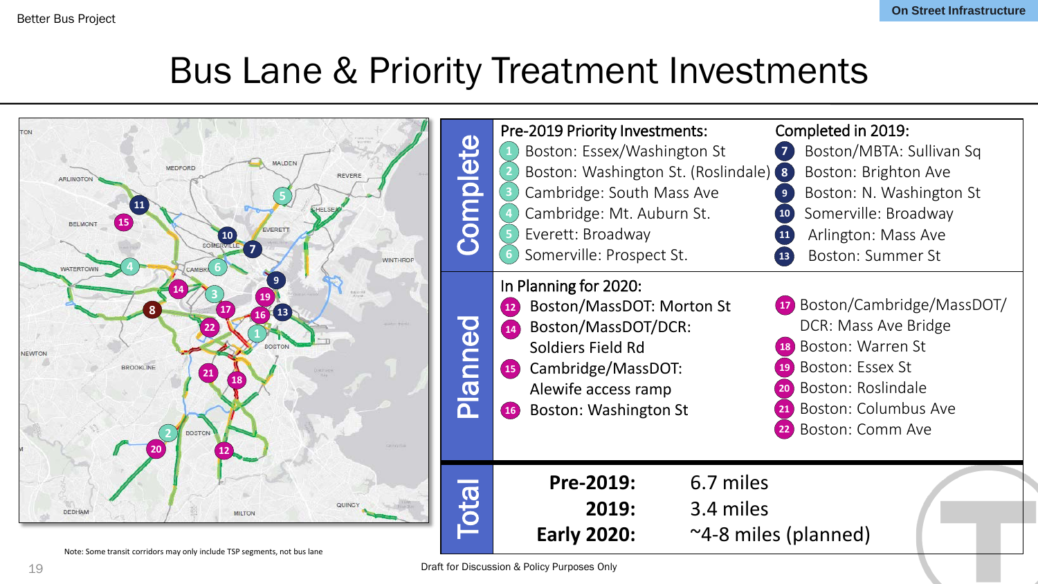# Bus Lane & Priority Treatment Investments

Note: Some transit corridors may only include TSP segments, not bus lane

## Complete

**Pre-2019 Priority Investments:**

1. Boston: Essex/Washington St
2. Boston: Washington St. (Roslindale)
3. Cambridge: South Mass Ave
4. Cambridge: Mt. Auburn St.
5. Everett: Broadway
6. Somerville: Prospect St.

**Completed in 2019:**

7. Boston/MBTA: Sullivan Sq
8. Boston: Brighton Ave
9. Boston: N. Washington St
10. Somerville: Broadway
11. Arlington: Mass Ave
13. Boston: Summer St

## Planned

**In Planning for 2020:**

12. Boston/MassDOT: Morton St
14. Boston/MassDOT/DCR: Soldiers Field Rd
15. Cambridge/MassDOT: Alewife access ramp
16. Boston: Washington St
17. Boston/Cambridge/MassDOT/DCR: Mass Ave Bridge
18. Boston: Warren St
19. Boston: Essex St
20. Boston: Roslindale
21. Boston: Columbus Ave
22. Boston: Comm Ave

## Total

| | |
|---|---|
| **Pre-2019:** | 6.7 miles |
| **2019:** | 3.4 miles |
| **Early 2020:** | ~4-8 miles (planned) |

Draft for Discussion & Policy Purposes Only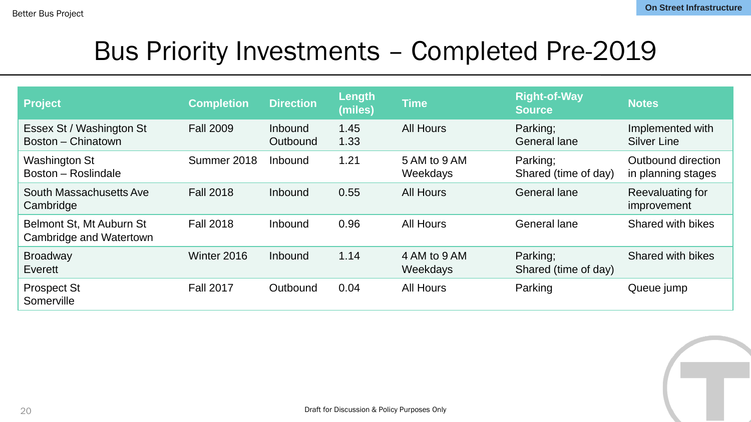# Bus Priority Investments – Completed Pre-2019

| Project | Completion | Direction | Length (miles) | Time | Right-of-Way Source | Notes |
|---|---|---|---|---|---|---|
| Essex St / Washington St<br>Boston – Chinatown | Fall 2009 | Inbound<br>Outbound | 1.45<br>1.33 | All Hours | Parking;<br>General lane | Implemented with Silver Line |
| Washington St<br>Boston – Roslindale | Summer 2018 | Inbound | 1.21 | 5 AM to 9 AM Weekdays | Parking;<br>Shared (time of day) | Outbound direction in planning stages |
| South Massachusetts Ave<br>Cambridge | Fall 2018 | Inbound | 0.55 | All Hours | General lane | Reevaluating for improvement |
| Belmont St, Mt Auburn St<br>Cambridge and Watertown | Fall 2018 | Inbound | 0.96 | All Hours | General lane | Shared with bikes |
| Broadway<br>Everett | Winter 2016 | Inbound | 1.14 | 4 AM to 9 AM Weekdays | Parking;<br>Shared (time of day) | Shared with bikes |
| Prospect St<br>Somerville | Fall 2017 | Outbound | 0.04 | All Hours | Parking | Queue jump |

Draft for Discussion & Policy Purposes Only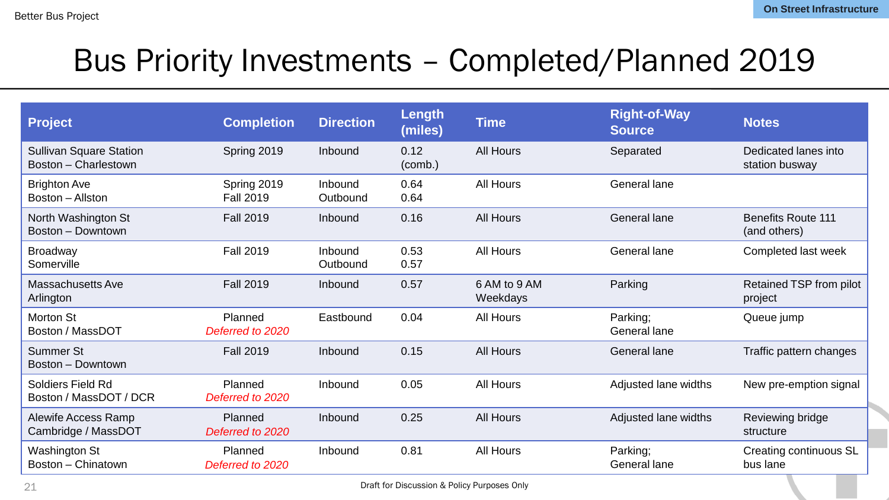# Bus Priority Investments – Completed/Planned 2019

| Project | Completion | Direction | Length (miles) | Time | Right-of-Way Source | Notes |
|---|---|---|---|---|---|---|
| Sullivan Square Station<br>Boston – Charlestown | Spring 2019 | Inbound | 0.12 (comb.) | All Hours | Separated | Dedicated lanes into station busway |
| Brighton Ave<br>Boston – Allston | Spring 2019<br>Fall 2019 | Inbound<br>Outbound | 0.64<br>0.64 | All Hours | General lane | |
| North Washington St<br>Boston – Downtown | Fall 2019 | Inbound | 0.16 | All Hours | General lane | Benefits Route 111 (and others) |
| Broadway<br>Somerville | Fall 2019 | Inbound<br>Outbound | 0.53<br>0.57 | All Hours | General lane | Completed last week |
| Massachusetts Ave<br>Arlington | Fall 2019 | Inbound | 0.57 | 6 AM to 9 AM Weekdays | Parking | Retained TSP from pilot project |
| Morton St<br>Boston / MassDOT | Planned<br>*Deferred to 2020* | Eastbound | 0.04 | All Hours | Parking;<br>General lane | Queue jump |
| Summer St<br>Boston – Downtown | Fall 2019 | Inbound | 0.15 | All Hours | General lane | Traffic pattern changes |
| Soldiers Field Rd<br>Boston / MassDOT / DCR | Planned<br>*Deferred to 2020* | Inbound | 0.05 | All Hours | Adjusted lane widths | New pre-emption signal |
| Alewife Access Ramp<br>Cambridge / MassDOT | Planned<br>*Deferred to 2020* | Inbound | 0.25 | All Hours | Adjusted lane widths | Reviewing bridge structure |
| Washington St<br>Boston – Chinatown | Planned<br>*Deferred to 2020* | Inbound | 0.81 | All Hours | Parking;<br>General lane | Creating continuous SL bus lane |

Draft for Discussion & Policy Purposes Only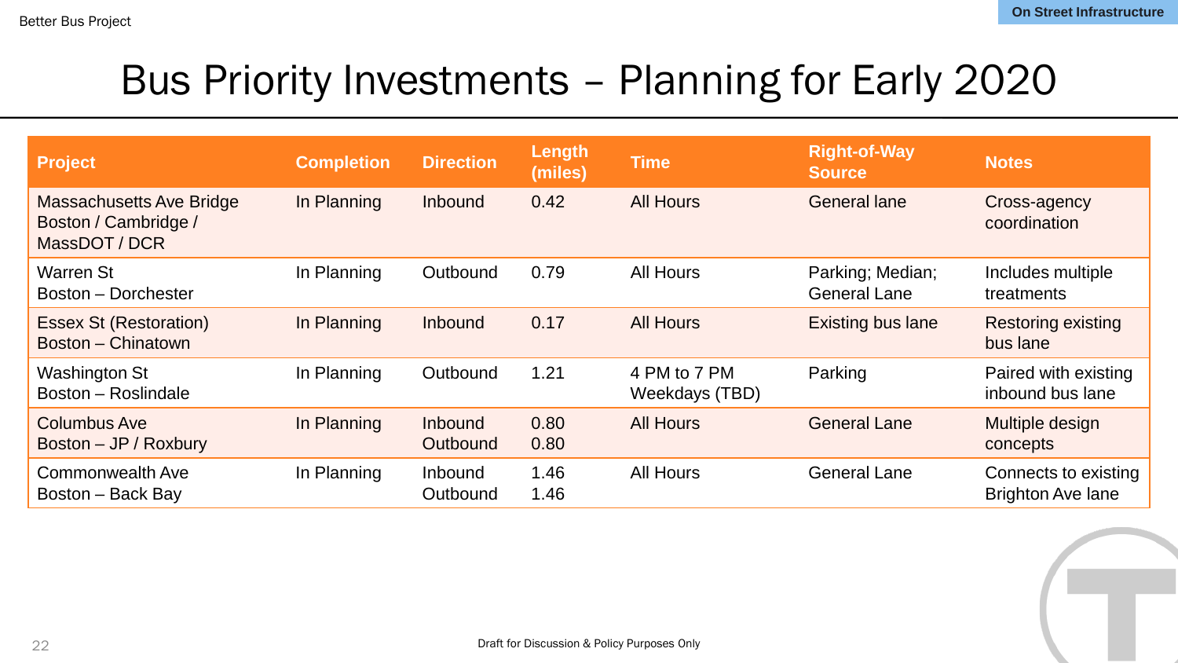# Bus Priority Investments – Planning for Early 2020

| Project | Completion | Direction | Length (miles) | Time | Right-of-Way Source | Notes |
|---|---|---|---|---|---|---|
| Massachusetts Ave Bridge<br>Boston / Cambridge / MassDOT / DCR | In Planning | Inbound | 0.42 | All Hours | General lane | Cross-agency coordination |
| Warren St<br>Boston – Dorchester | In Planning | Outbound | 0.79 | All Hours | Parking; Median; General Lane | Includes multiple treatments |
| Essex St (Restoration)<br>Boston – Chinatown | In Planning | Inbound | 0.17 | All Hours | Existing bus lane | Restoring existing bus lane |
| Washington St<br>Boston – Roslindale | In Planning | Outbound | 1.21 | 4 PM to 7 PM Weekdays (TBD) | Parking | Paired with existing inbound bus lane |
| Columbus Ave<br>Boston – JP / Roxbury | In Planning | Inbound<br>Outbound | 0.80<br>0.80 | All Hours | General Lane | Multiple design concepts |
| Commonwealth Ave<br>Boston – Back Bay | In Planning | Inbound<br>Outbound | 1.46<br>1.46 | All Hours | General Lane | Connects to existing Brighton Ave lane |

Draft for Discussion & Policy Purposes Only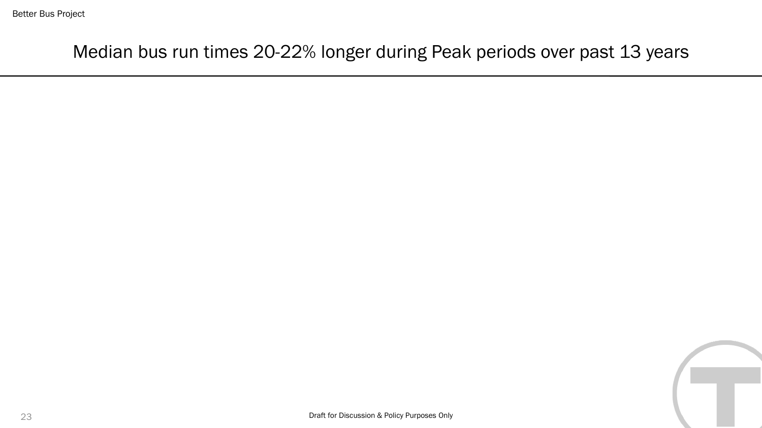# Median bus run times 20-22% longer during Peak periods over past 13 years

Draft for Discussion & Policy Purposes Only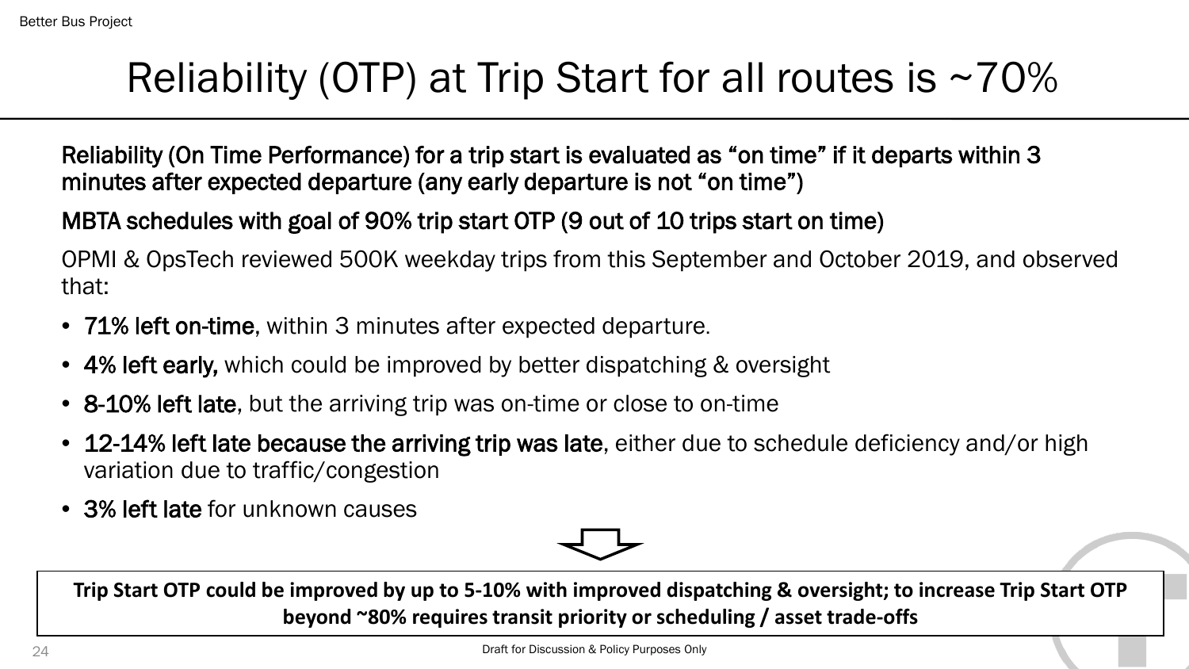# Reliability (OTP) at Trip Start for all routes is ~70%

**Reliability (On Time Performance) for a trip start is evaluated as "on time" if it departs within 3 minutes after expected departure (any early departure is not "on time")**

**MBTA schedules with goal of 90% trip start OTP (9 out of 10 trips start on time)**

OPMI & OpsTech reviewed 500K weekday trips from this September and October 2019, and observed that:

- **71% left on-time**, within 3 minutes after expected departure.
- **4% left early,** which could be improved by better dispatching & oversight
- **8-10% left late**, but the arriving trip was on-time or close to on-time
- **12-14% left late because the arriving trip was late**, either due to schedule deficiency and/or high variation due to traffic/congestion
- **3% left late** for unknown causes

**Trip Start OTP could be improved by up to 5-10% with improved dispatching & oversight; to increase Trip Start OTP beyond ~80% requires transit priority or scheduling / asset trade-offs**

Draft for Discussion & Policy Purposes Only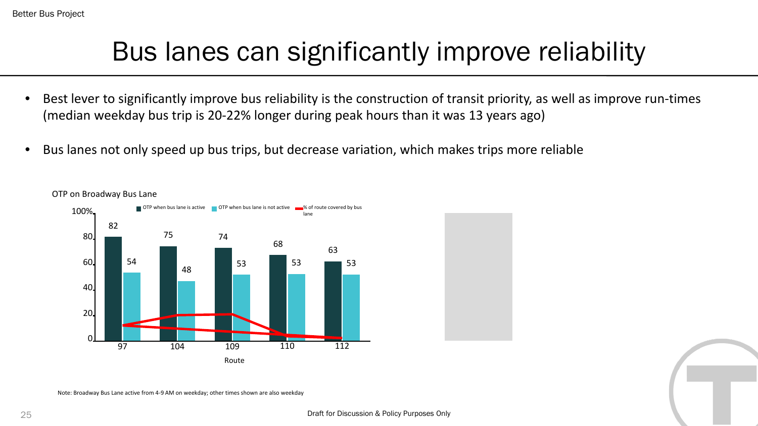# Bus lanes can significantly improve reliability

- Best lever to significantly improve bus reliability is the construction of transit priority, as well as improve run-times (median weekday bus trip is 20-22% longer during peak hours than it was 13 years ago)
- Bus lanes not only speed up bus trips, but decrease variation, which makes trips more reliable

OTP on Broadway Bus Lane

OTP when bus lane is active
OTP when bus lane is not active
% of route covered by bus lane

100%
80
60
40
20
0

82
54
75
48
74
53
68
53
63
53

97
104
109
110
112

Route

Note: Broadway Bus Lane active from 4-9 AM on weekday; other times shown are also weekday

Draft for Discussion & Policy Purposes Only